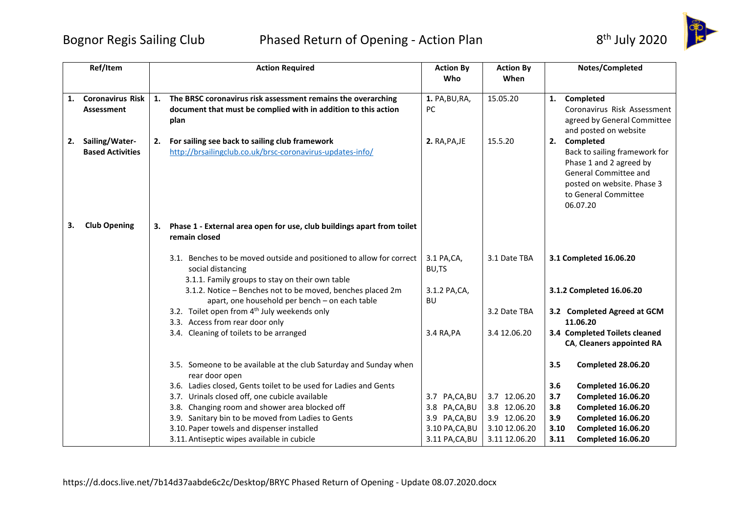Bognor Regis Sailing Club — Phased Return of Opening - Action Plan — 8th July 2020

| Ref/Item | Action Required | Action By Who | Action By When | Notes/Completed |
|---|---|---|---|---|
| **1. Coronavirus Risk Assessment** | **1. The BRSC coronavirus risk assessment remains the overarching document that must be complied with in addition to this action plan** | **1.** PA,BU,RA, PC | 15.05.20 | **1. Completed** Coronavirus Risk Assessment agreed by General Committee and posted on website |
| **2. Sailing/Water-Based Activities** | **2. For sailing see back to sailing club framework** http://brsailingclub.co.uk/brsc-coronavirus-updates-info/ | **2.** RA,PA,JE | 15.5.20 | **2. Completed** Back to sailing framework for Phase 1 and 2 agreed by General Committee and posted on website. Phase 3 to General Committee 06.07.20 |
| **3. Club Opening** | **3. Phase 1 - External area open for use, club buildings apart from toilet remain closed** | | | |
| | 3.1. Benches to be moved outside and positioned to allow for correct social distancing<br>3.1.1. Family groups to stay on their own table | 3.1 PA,CA, BU,TS | 3.1 Date TBA | **3.1 Completed 16.06.20** |
| | 3.1.2. Notice – Benches not to be moved, benches placed 2m apart, one household per bench – on each table | 3.1.2 PA,CA, BU | | **3.1.2 Completed 16.06.20** |
| | 3.2. Toilet open from 4th July weekends only | | 3.2 Date TBA | **3.2 Completed Agreed at GCM 11.06.20** |
| | 3.3. Access from rear door only | | | |
| | 3.4. Cleaning of toilets to be arranged | 3.4 RA,PA | 3.4 12.06.20 | **3.4 Completed Toilets cleaned CA, Cleaners appointed RA** |
| | 3.5. Someone to be available at the club Saturday and Sunday when rear door open | | | **3.5 Completed 28.06.20** |
| | 3.6. Ladies closed, Gents toilet to be used for Ladies and Gents | | | **3.6 Completed 16.06.20** |
| | 3.7. Urinals closed off, one cubicle available | 3.7 PA,CA,BU | 3.7 12.06.20 | **3.7 Completed 16.06.20** |
| | 3.8. Changing room and shower area blocked off | 3.8 PA,CA,BU | 3.8 12.06.20 | **3.8 Completed 16.06.20** |
| | 3.9. Sanitary bin to be moved from Ladies to Gents | 3.9 PA,CA,BU | 3.9 12.06.20 | **3.9 Completed 16.06.20** |
| | 3.10. Paper towels and dispenser installed | 3.10 PA,CA,BU | 3.10 12.06.20 | **3.10 Completed 16.06.20** |
| | 3.11. Antiseptic wipes available in cubicle | 3.11 PA,CA,BU | 3.11 12.06.20 | **3.11 Completed 16.06.20** |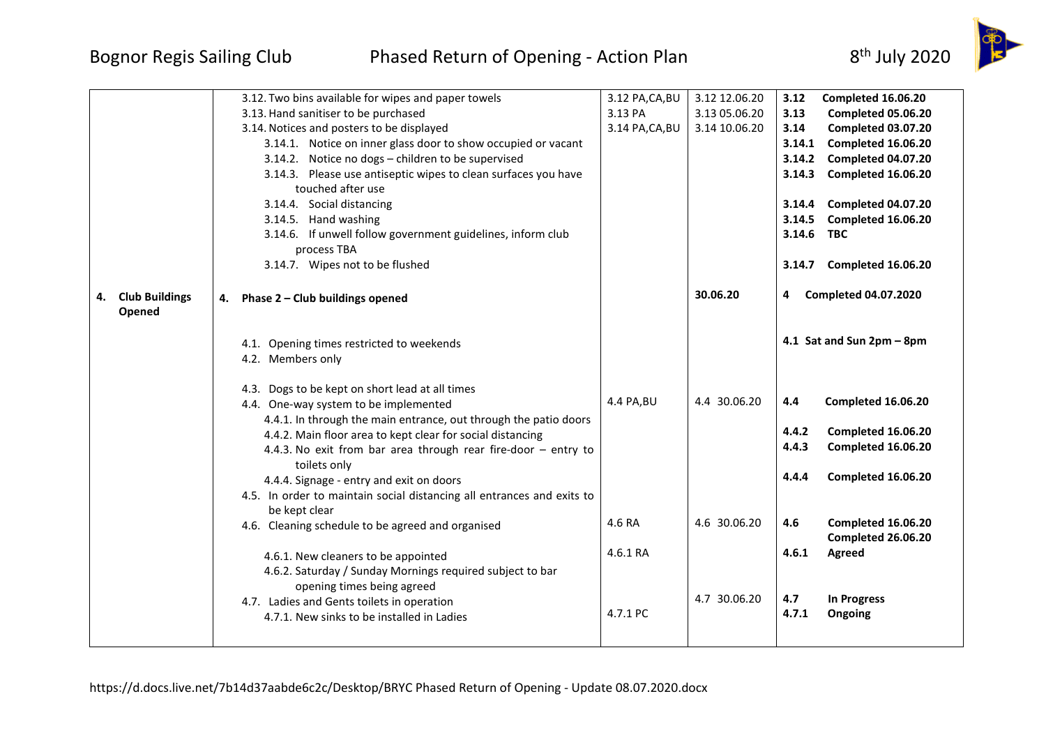| | | | | |
|---|---|---|---|---|
| | 3.12. Two bins available for wipes and paper towels | 3.12 PA,CA,BU | 3.12 12.06.20 | **3.12 Completed 16.06.20** |
| | 3.13. Hand sanitiser to be purchased | 3.13 PA | 3.13 05.06.20 | **3.13 Completed 05.06.20** |
| | 3.14. Notices and posters to be displayed | 3.14 PA,CA,BU | 3.14 10.06.20 | **3.14 Completed 03.07.20** |
| | 3.14.1. Notice on inner glass door to show occupied or vacant | | | **3.14.1 Completed 16.06.20** |
| | 3.14.2. Notice no dogs – children to be supervised | | | **3.14.2 Completed 04.07.20** |
| | 3.14.3. Please use antiseptic wipes to clean surfaces you have touched after use | | | **3.14.3 Completed 16.06.20** |
| | 3.14.4. Social distancing | | | **3.14.4 Completed 04.07.20** |
| | 3.14.5. Hand washing | | | **3.14.5 Completed 16.06.20** |
| | 3.14.6. If unwell follow government guidelines, inform club process TBA | | | **3.14.6 TBC** |
| | 3.14.7. Wipes not to be flushed | | | **3.14.7 Completed 16.06.20** |
| **4. Club Buildings Opened** | **4. Phase 2 – Club buildings opened** | | **30.06.20** | **4 Completed 04.07.2020** |
| | 4.1. Opening times restricted to weekends | | | **4.1 Sat and Sun 2pm – 8pm** |
| | 4.2. Members only | | | |
| | 4.3. Dogs to be kept on short lead at all times | | | |
| | 4.4. One-way system to be implemented | 4.4 PA,BU | 4.4 30.06.20 | **4.4 Completed 16.06.20** |
| | 4.4.1. In through the main entrance, out through the patio doors | | | |
| | 4.4.2. Main floor area to kept clear for social distancing | | | **4.4.2 Completed 16.06.20** |
| | 4.4.3. No exit from bar area through rear fire-door – entry to toilets only | | | **4.4.3 Completed 16.06.20** |
| | 4.4.4. Signage - entry and exit on doors | | | **4.4.4 Completed 16.06.20** |
| | 4.5. In order to maintain social distancing all entrances and exits to be kept clear | | | |
| | 4.6. Cleaning schedule to be agreed and organised | 4.6 RA | 4.6 30.06.20 | **4.6 Completed 16.06.20 Completed 26.06.20** |
| | 4.6.1. New cleaners to be appointed | 4.6.1 RA | | **4.6.1 Agreed** |
| | 4.6.2. Saturday / Sunday Mornings required subject to bar opening times being agreed | | | |
| | 4.7. Ladies and Gents toilets in operation | | 4.7 30.06.20 | **4.7 In Progress** |
| | 4.7.1. New sinks to be installed in Ladies | 4.7.1 PC | | **4.7.1 Ongoing** |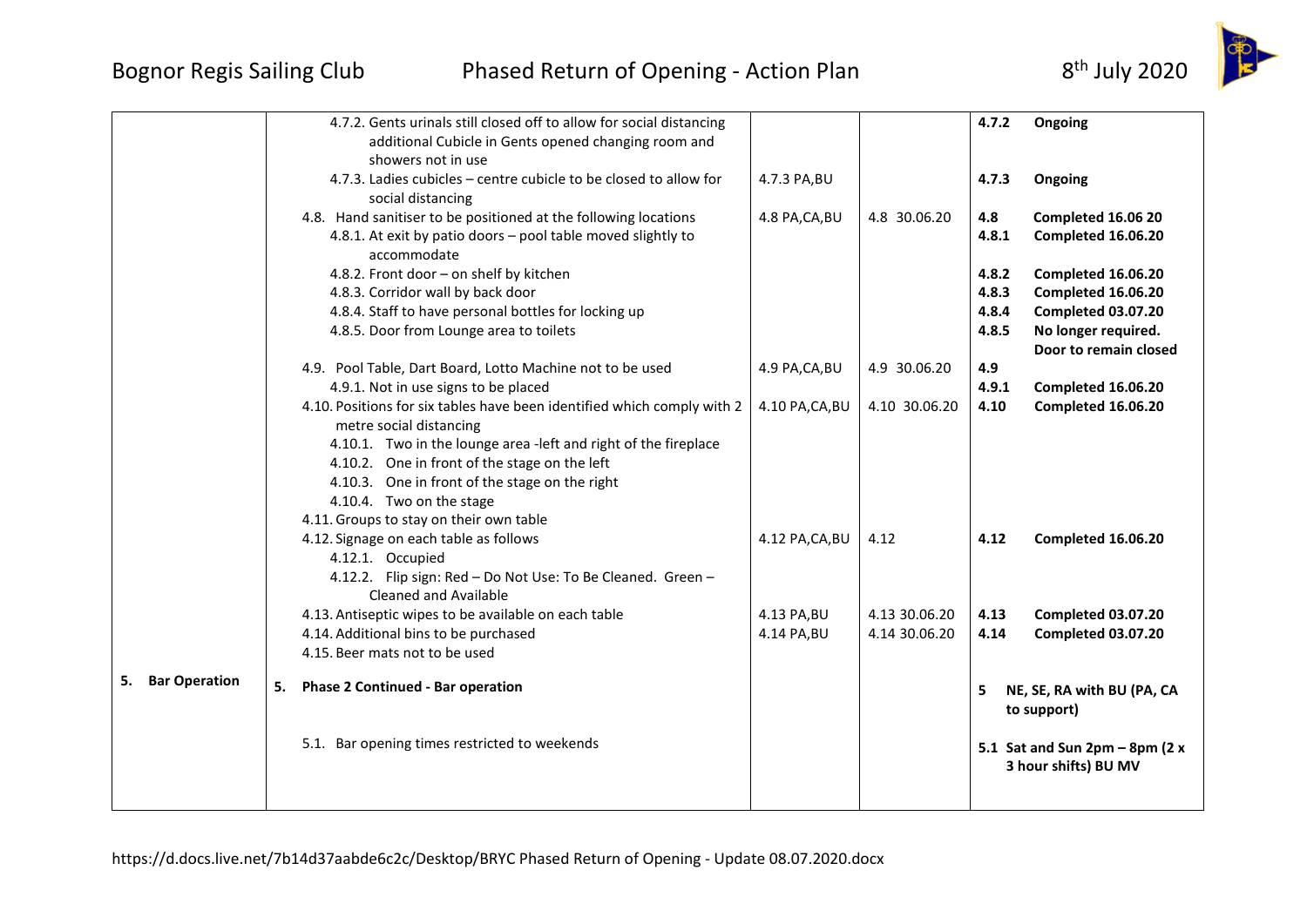| | | | | |
|---|---|---|---|---|
| | 4.7.2. Gents urinals still closed off to allow for social distancing additional Cubicle in Gents opened changing room and showers not in use | | | **4.7.2 Ongoing** |
| | 4.7.3. Ladies cubicles – centre cubicle to be closed to allow for social distancing | 4.7.3 PA,BU | | **4.7.3 Ongoing** |
| | 4.8. Hand sanitiser to be positioned at the following locations | 4.8 PA,CA,BU | 4.8 30.06.20 | **4.8 Completed 16.06 20** |
| | 4.8.1. At exit by patio doors – pool table moved slightly to accommodate | | | **4.8.1 Completed 16.06.20** |
| | 4.8.2. Front door – on shelf by kitchen | | | **4.8.2 Completed 16.06.20** |
| | 4.8.3. Corridor wall by back door | | | **4.8.3 Completed 16.06.20** |
| | 4.8.4. Staff to have personal bottles for locking up | | | **4.8.4 Completed 03.07.20** |
| | 4.8.5. Door from Lounge area to toilets | | | **4.8.5 No longer required. Door to remain closed** |
| | 4.9. Pool Table, Dart Board, Lotto Machine not to be used | 4.9 PA,CA,BU | 4.9 30.06.20 | **4.9** |
| | 4.9.1. Not in use signs to be placed | | | **4.9.1 Completed 16.06.20** |
| | 4.10. Positions for six tables have been identified which comply with 2 metre social distancing<br>4.10.1. Two in the lounge area -left and right of the fireplace<br>4.10.2. One in front of the stage on the left<br>4.10.3. One in front of the stage on the right<br>4.10.4. Two on the stage | 4.10 PA,CA,BU | 4.10 30.06.20 | **4.10 Completed 16.06.20** |
| | 4.11. Groups to stay on their own table | | | |
| | 4.12. Signage on each table as follows<br>4.12.1. Occupied<br>4.12.2. Flip sign: Red – Do Not Use: To Be Cleaned. Green – Cleaned and Available | 4.12 PA,CA,BU | 4.12 | **4.12 Completed 16.06.20** |
| | 4.13. Antiseptic wipes to be available on each table | 4.13 PA,BU | 4.13 30.06.20 | **4.13 Completed 03.07.20** |
| | 4.14. Additional bins to be purchased | 4.14 PA,BU | 4.14 30.06.20 | **4.14 Completed 03.07.20** |
| | 4.15. Beer mats not to be used | | | |
| **5. Bar Operation** | **5. Phase 2 Continued - Bar operation** | | | **5 NE, SE, RA with BU (PA, CA to support)** |
| | 5.1. Bar opening times restricted to weekends | | | **5.1 Sat and Sun 2pm – 8pm (2 x 3 hour shifts) BU MV** |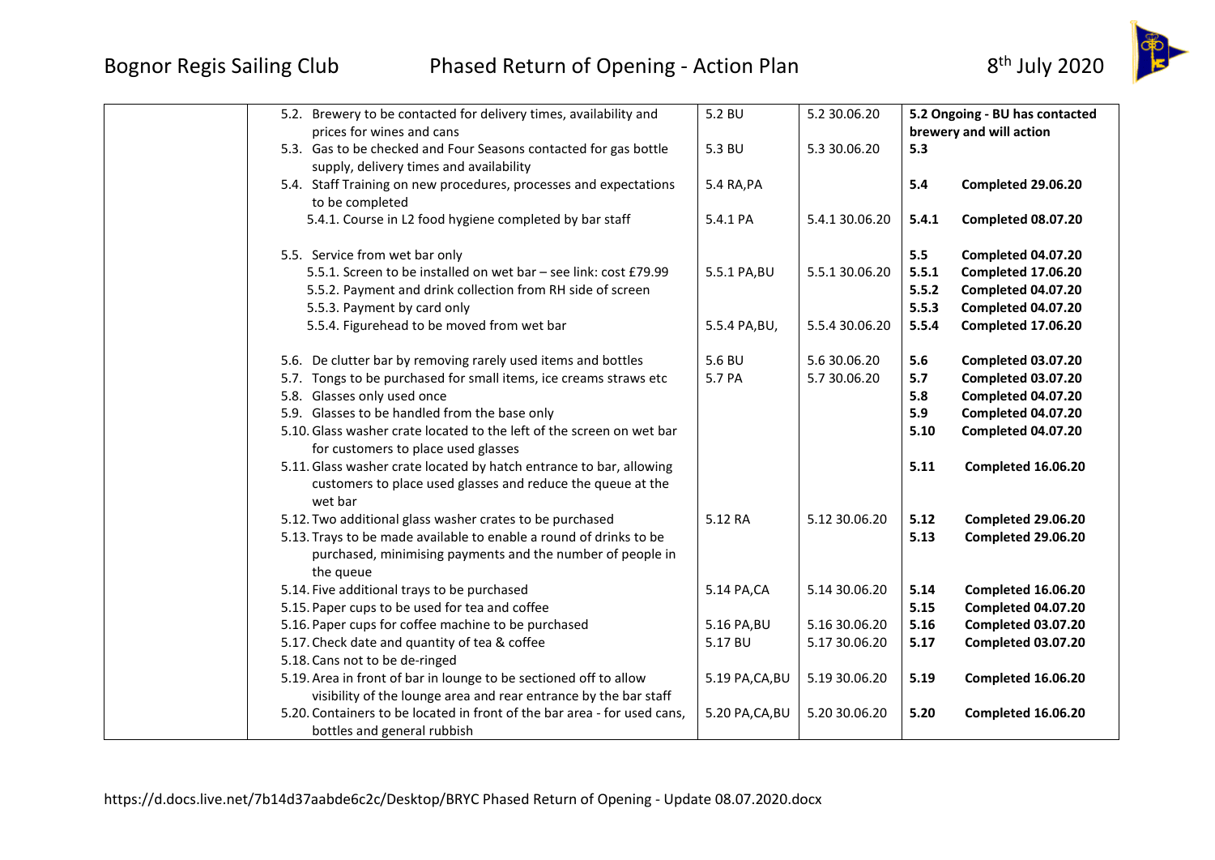| | | | | |
|---|---|---|---|---|
| | 5.2. Brewery to be contacted for delivery times, availability and prices for wines and cans | 5.2 BU | 5.2 30.06.20 | **5.2 Ongoing - BU has contacted brewery and will action** |
| | 5.3. Gas to be checked and Four Seasons contacted for gas bottle supply, delivery times and availability | 5.3 BU | 5.3 30.06.20 | **5.3** |
| | 5.4. Staff Training on new procedures, processes and expectations to be completed | 5.4 RA,PA | | **5.4 Completed 29.06.20** |
| | 5.4.1. Course in L2 food hygiene completed by bar staff | 5.4.1 PA | 5.4.1 30.06.20 | **5.4.1 Completed 08.07.20** |
| | 5.5. Service from wet bar only | | | **5.5 Completed 04.07.20** |
| | 5.5.1. Screen to be installed on wet bar – see link: cost £79.99 | 5.5.1 PA,BU | 5.5.1 30.06.20 | **5.5.1 Completed 17.06.20** |
| | 5.5.2. Payment and drink collection from RH side of screen | | | **5.5.2 Completed 04.07.20** |
| | 5.5.3. Payment by card only | | | **5.5.3 Completed 04.07.20** |
| | 5.5.4. Figurehead to be moved from wet bar | 5.5.4 PA,BU, | 5.5.4 30.06.20 | **5.5.4 Completed 17.06.20** |
| | 5.6. De clutter bar by removing rarely used items and bottles | 5.6 BU | 5.6 30.06.20 | **5.6 Completed 03.07.20** |
| | 5.7. Tongs to be purchased for small items, ice creams straws etc | 5.7 PA | 5.7 30.06.20 | **5.7 Completed 03.07.20** |
| | 5.8. Glasses only used once | | | **5.8 Completed 04.07.20** |
| | 5.9. Glasses to be handled from the base only | | | **5.9 Completed 04.07.20** |
| | 5.10. Glass washer crate located to the left of the screen on wet bar for customers to place used glasses | | | **5.10 Completed 04.07.20** |
| | 5.11. Glass washer crate located by hatch entrance to bar, allowing customers to place used glasses and reduce the queue at the wet bar | | | **5.11 Completed 16.06.20** |
| | 5.12. Two additional glass washer crates to be purchased | 5.12 RA | 5.12 30.06.20 | **5.12 Completed 29.06.20** |
| | 5.13. Trays to be made available to enable a round of drinks to be purchased, minimising payments and the number of people in the queue | | | **5.13 Completed 29.06.20** |
| | 5.14. Five additional trays to be purchased | 5.14 PA,CA | 5.14 30.06.20 | **5.14 Completed 16.06.20** |
| | 5.15. Paper cups to be used for tea and coffee | | | **5.15 Completed 04.07.20** |
| | 5.16. Paper cups for coffee machine to be purchased | 5.16 PA,BU | 5.16 30.06.20 | **5.16 Completed 03.07.20** |
| | 5.17. Check date and quantity of tea & coffee | 5.17 BU | 5.17 30.06.20 | **5.17 Completed 03.07.20** |
| | 5.18. Cans not to be de-ringed | | | |
| | 5.19. Area in front of bar in lounge to be sectioned off to allow visibility of the lounge area and rear entrance by the bar staff | 5.19 PA,CA,BU | 5.19 30.06.20 | **5.19 Completed 16.06.20** |
| | 5.20. Containers to be located in front of the bar area - for used cans, bottles and general rubbish | 5.20 PA,CA,BU | 5.20 30.06.20 | **5.20 Completed 16.06.20** |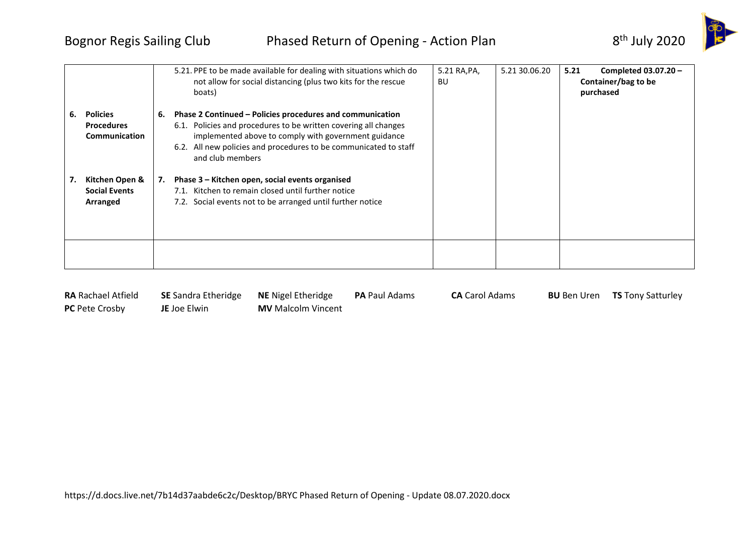| | | | | |
|---|---|---|---|---|
| | 5.21. PPE to be made available for dealing with situations which do not allow for social distancing (plus two kits for the rescue boats) | 5.21 RA,PA, BU | 5.21 30.06.20 | **5.21 Completed 03.07.20 – Container/bag to be purchased** |
| **6. Policies Procedures Communication** | **6. Phase 2 Continued – Policies procedures and communication**<br>6.1. Policies and procedures to be written covering all changes implemented above to comply with government guidance<br>6.2. All new policies and procedures to be communicated to staff and club members | | | |
| **7. Kitchen Open & Social Events Arranged** | **7. Phase 3 – Kitchen open, social events organised**<br>7.1. Kitchen to remain closed until further notice<br>7.2. Social events not to be arranged until further notice | | | |
| | | | | |

**RA** Rachael Atfield **SE** Sandra Etheridge **NE** Nigel Etheridge **PA** Paul Adams **CA** Carol Adams **BU** Ben Uren **TS** Tony Satturley
**PC** Pete Crosby **JE** Joe Elwin **MV** Malcolm Vincent